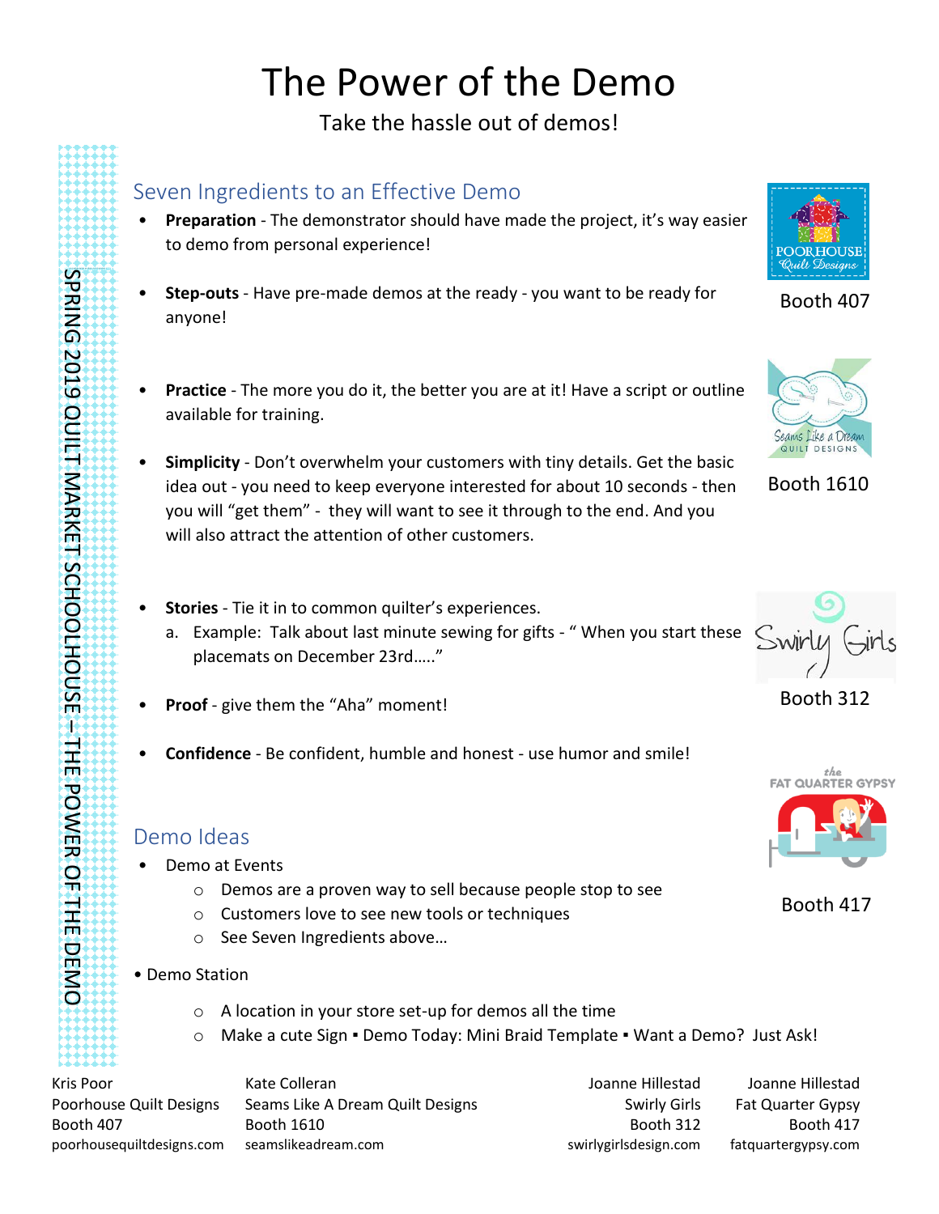# The Power of the Demo

Take the hassle out of demos!

SPRING 2019 QUILT MARKET SCHOOLHOUSE – THE POWER OF THE DEMO

## Seven Ingredients to an Effective Demo

- **Preparation** - The demonstrator should have made the project, it's way easier to demo from personal experience!
- **Step-outs** - Have pre-made demos at the ready - you want to be ready for anyone!
- **Practice** - The more you do it, the better you are at it! Have a script or outline available for training.
- **Simplicity** - Don't overwhelm your customers with tiny details. Get the basic idea out - you need to keep everyone interested for about 10 seconds - then you will "get them" - they will want to see it through to the end. And you will also attract the attention of other customers.
- **Stories** - Tie it in to common quilter's experiences.
  a. Example: Talk about last minute sewing for gifts - " When you start these placemats on December 23rd….."
- **Proof** - give them the "Aha" moment!
- **Confidence** - Be confident, humble and honest - use humor and smile!

Booth 407

Booth 1610

Booth 312

Booth 417

## Demo Ideas

- Demo at Events
  - Demos are a proven way to sell because people stop to see
  - Customers love to see new tools or techniques
  - See Seven Ingredients above…
- Demo Station
  - A location in your store set-up for demos all the time
  - Make a cute Sign ▪ Demo Today: Mini Braid Template ▪ Want a Demo? Just Ask!

| | | | |
|---|---|---|---|
| Kris Poor | Kate Colleran | Joanne Hillestad | Joanne Hillestad |
| Poorhouse Quilt Designs | Seams Like A Dream Quilt Designs | Swirly Girls | Fat Quarter Gypsy |
| Booth 407 | Booth 1610 | Booth 312 | Booth 417 |
| poorhousequiltdesigns.com | seamslikeadream.com | swirlygirlsdesign.com | fatquartergypsy.com |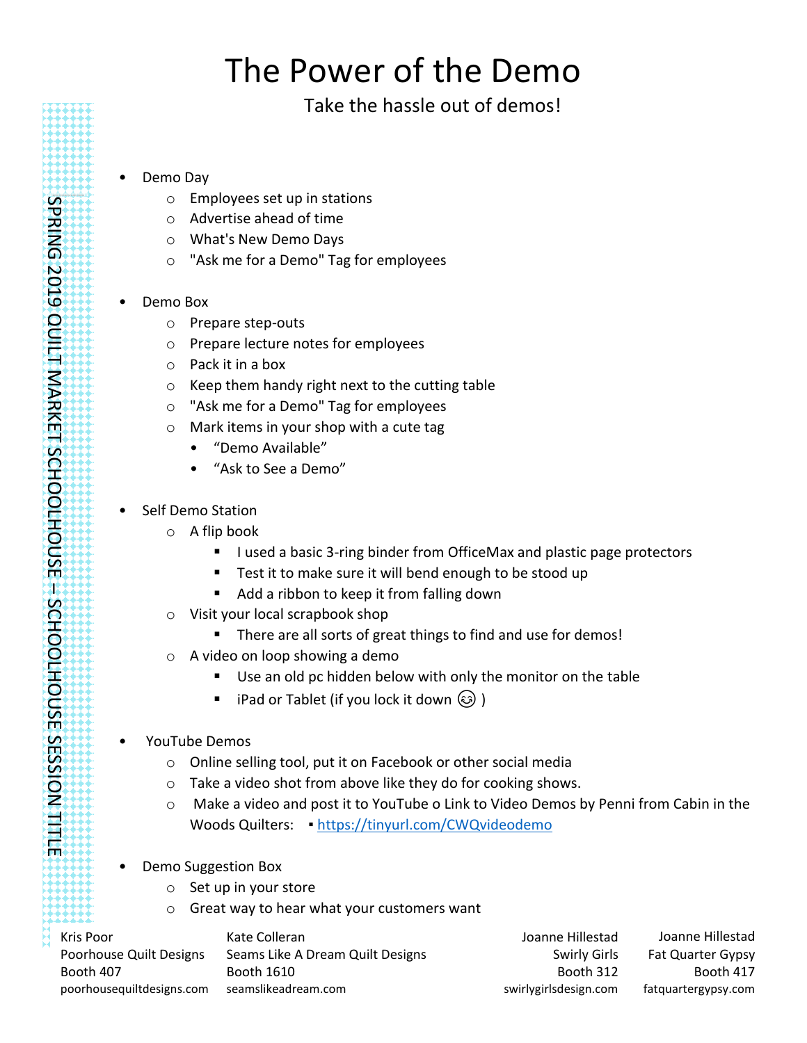# The Power of the Demo

Take the hassle out of demos!

- Demo Day
  - Employees set up in stations
  - Advertise ahead of time
  - What's New Demo Days
  - "Ask me for a Demo" Tag for employees

- Demo Box
  - Prepare step-outs
  - Prepare lecture notes for employees
  - Pack it in a box
  - Keep them handy right next to the cutting table
  - "Ask me for a Demo" Tag for employees
  - Mark items in your shop with a cute tag
    - “Demo Available”
    - “Ask to See a Demo”

- Self Demo Station
  - A flip book
    - I used a basic 3-ring binder from OfficeMax and plastic page protectors
    - Test it to make sure it will bend enough to be stood up
    - Add a ribbon to keep it from falling down
  - Visit your local scrapbook shop
    - There are all sorts of great things to find and use for demos!
  - A video on loop showing a demo
    - Use an old pc hidden below with only the monitor on the table
    - iPad or Tablet (if you lock it down 😉 )

- YouTube Demos
  - Online selling tool, put it on Facebook or other social media
  - Take a video shot from above like they do for cooking shows.
  - Make a video and post it to YouTube o Link to Video Demos by Penni from Cabin in the Woods Quilters: ▪ https://tinyurl.com/CWQvideodemo

- Demo Suggestion Box
  - Set up in your store
  - Great way to hear what your customers want

SPRING 2019 QUILT MARKET SCHOOLHOUSE – SCHOOLHOUSE SESSION TITLE

Kris Poor
Poorhouse Quilt Designs
Booth 407
poorhousequiltdesigns.com

Kate Colleran
Seams Like A Dream Quilt Designs
Booth 1610
seamslikeadream.com

Joanne Hillestad
Swirly Girls
Booth 312
swirlygirlsdesign.com

Joanne Hillestad
Fat Quarter Gypsy
Booth 417
fatquartergypsy.com